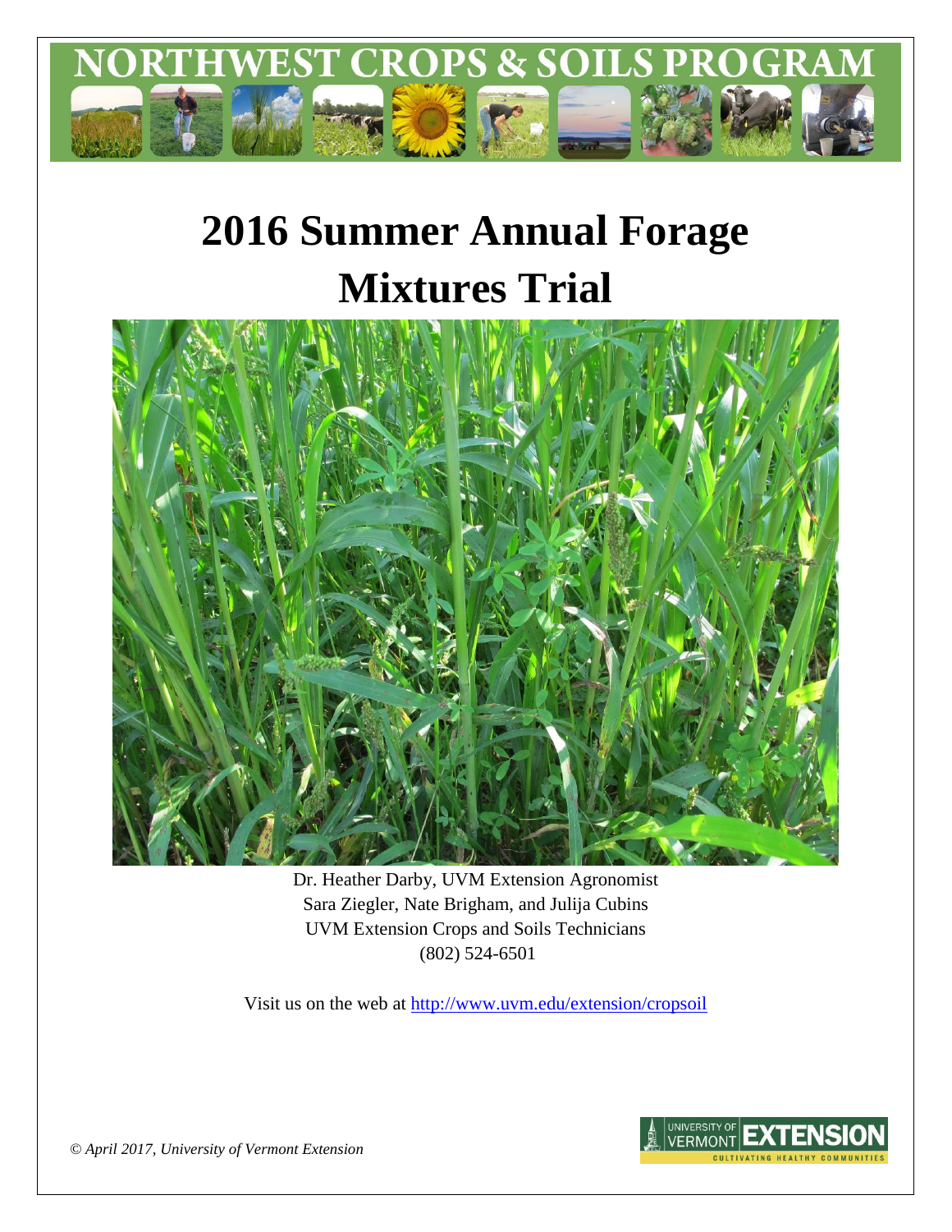NORTHWEST CROPS & SOILS PROGRAM

# 2016 Summer Annual Forage Mixtures Trial

Dr. Heather Darby, UVM Extension Agronomist
Sara Ziegler, Nate Brigham, and Julija Cubins
UVM Extension Crops and Soils Technicians
(802) 524-6501

Visit us on the web at http://www.uvm.edu/extension/cropsoil

*© April 2017, University of Vermont Extension*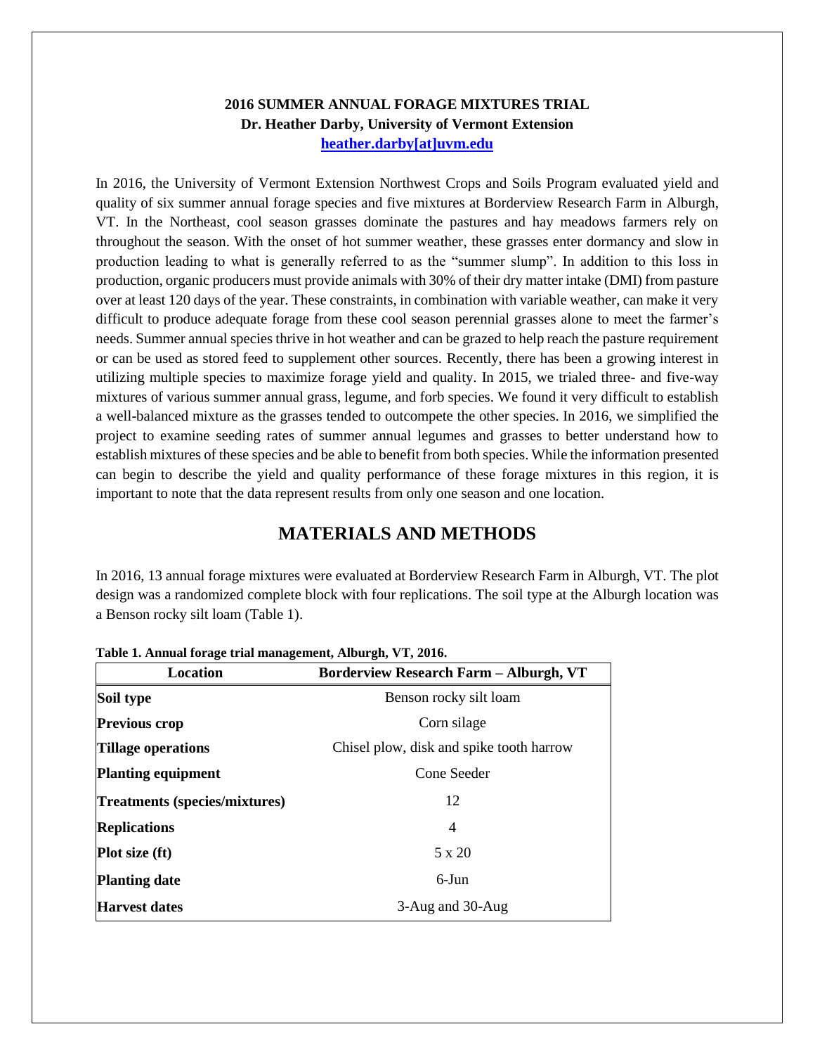**2016 SUMMER ANNUAL FORAGE MIXTURES TRIAL**
**Dr. Heather Darby, University of Vermont Extension**
**heather.darby[at]uvm.edu**

In 2016, the University of Vermont Extension Northwest Crops and Soils Program evaluated yield and quality of six summer annual forage species and five mixtures at Borderview Research Farm in Alburgh, VT. In the Northeast, cool season grasses dominate the pastures and hay meadows farmers rely on throughout the season. With the onset of hot summer weather, these grasses enter dormancy and slow in production leading to what is generally referred to as the "summer slump". In addition to this loss in production, organic producers must provide animals with 30% of their dry matter intake (DMI) from pasture over at least 120 days of the year. These constraints, in combination with variable weather, can make it very difficult to produce adequate forage from these cool season perennial grasses alone to meet the farmer's needs. Summer annual species thrive in hot weather and can be grazed to help reach the pasture requirement or can be used as stored feed to supplement other sources. Recently, there has been a growing interest in utilizing multiple species to maximize forage yield and quality. In 2015, we trialed three- and five-way mixtures of various summer annual grass, legume, and forb species. We found it very difficult to establish a well-balanced mixture as the grasses tended to outcompete the other species. In 2016, we simplified the project to examine seeding rates of summer annual legumes and grasses to better understand how to establish mixtures of these species and be able to benefit from both species. While the information presented can begin to describe the yield and quality performance of these forage mixtures in this region, it is important to note that the data represent results from only one season and one location.

## MATERIALS AND METHODS

In 2016, 13 annual forage mixtures were evaluated at Borderview Research Farm in Alburgh, VT. The plot design was a randomized complete block with four replications. The soil type at the Alburgh location was a Benson rocky silt loam (Table 1).

**Table 1. Annual forage trial management, Alburgh, VT, 2016.**

| Location | Borderview Research Farm – Alburgh, VT |
|---|---|
| **Soil type** | Benson rocky silt loam |
| **Previous crop** | Corn silage |
| **Tillage operations** | Chisel plow, disk and spike tooth harrow |
| **Planting equipment** | Cone Seeder |
| **Treatments (species/mixtures)** | 12 |
| **Replications** | 4 |
| **Plot size (ft)** | 5 x 20 |
| **Planting date** | 6-Jun |
| **Harvest dates** | 3-Aug and 30-Aug |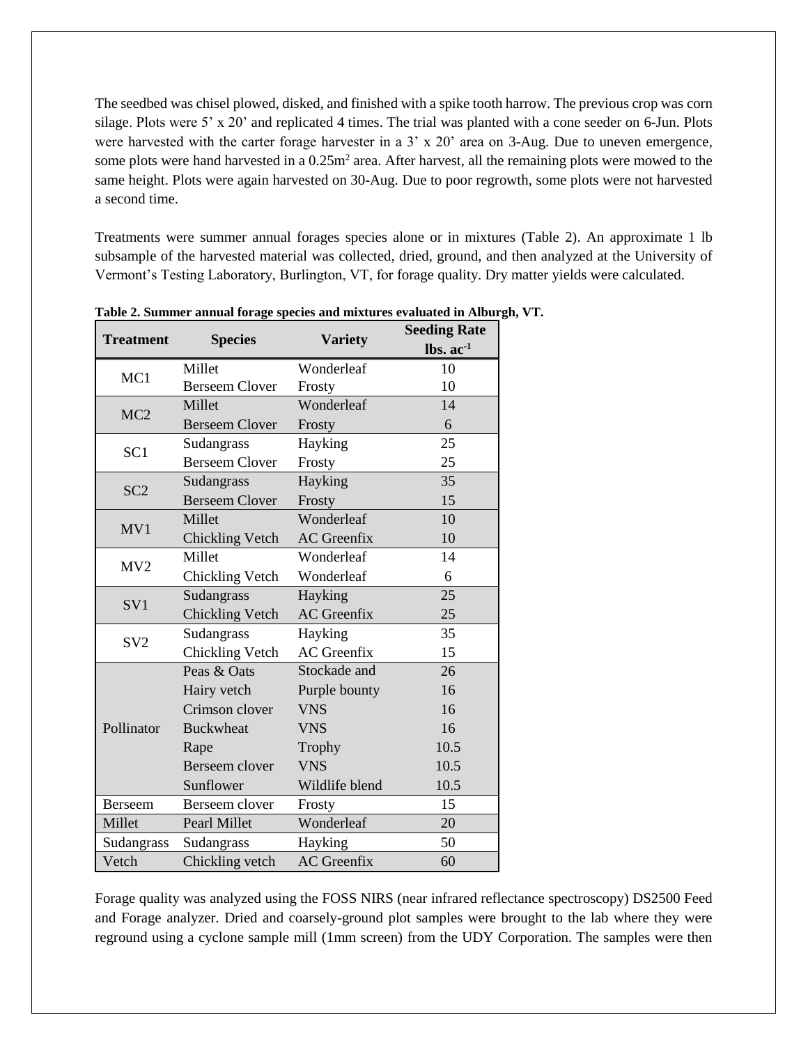The seedbed was chisel plowed, disked, and finished with a spike tooth harrow. The previous crop was corn silage. Plots were 5' x 20' and replicated 4 times. The trial was planted with a cone seeder on 6-Jun. Plots were harvested with the carter forage harvester in a 3' x 20' area on 3-Aug. Due to uneven emergence, some plots were hand harvested in a 0.25m$^2$ area. After harvest, all the remaining plots were mowed to the same height. Plots were again harvested on 30-Aug. Due to poor regrowth, some plots were not harvested a second time.

Treatments were summer annual forages species alone or in mixtures (Table 2). An approximate 1 lb subsample of the harvested material was collected, dried, ground, and then analyzed at the University of Vermont's Testing Laboratory, Burlington, VT, for forage quality. Dry matter yields were calculated.

**Table 2. Summer annual forage species and mixtures evaluated in Alburgh, VT.**

| Treatment | Species | Variety | Seeding Rate lbs. ac$^{-1}$ |
|---|---|---|---|
| MC1 | Millet | Wonderleaf | 10 |
| | Berseem Clover | Frosty | 10 |
| MC2 | Millet | Wonderleaf | 14 |
| | Berseem Clover | Frosty | 6 |
| SC1 | Sudangrass | Hayking | 25 |
| | Berseem Clover | Frosty | 25 |
| SC2 | Sudangrass | Hayking | 35 |
| | Berseem Clover | Frosty | 15 |
| MV1 | Millet | Wonderleaf | 10 |
| | Chickling Vetch | AC Greenfix | 10 |
| MV2 | Millet | Wonderleaf | 14 |
| | Chickling Vetch | Wonderleaf | 6 |
| SV1 | Sudangrass | Hayking | 25 |
| | Chickling Vetch | AC Greenfix | 25 |
| SV2 | Sudangrass | Hayking | 35 |
| | Chickling Vetch | AC Greenfix | 15 |
| Pollinator | Peas & Oats | Stockade and | 26 |
| | Hairy vetch | Purple bounty | 16 |
| | Crimson clover | VNS | 16 |
| | Buckwheat | VNS | 16 |
| | Rape | Trophy | 10.5 |
| | Berseem clover | VNS | 10.5 |
| | Sunflower | Wildlife blend | 10.5 |
| Berseem | Berseem clover | Frosty | 15 |
| Millet | Pearl Millet | Wonderleaf | 20 |
| Sudangrass | Sudangrass | Hayking | 50 |
| Vetch | Chickling vetch | AC Greenfix | 60 |

Forage quality was analyzed using the FOSS NIRS (near infrared reflectance spectroscopy) DS2500 Feed and Forage analyzer. Dried and coarsely-ground plot samples were brought to the lab where they were reground using a cyclone sample mill (1mm screen) from the UDY Corporation. The samples were then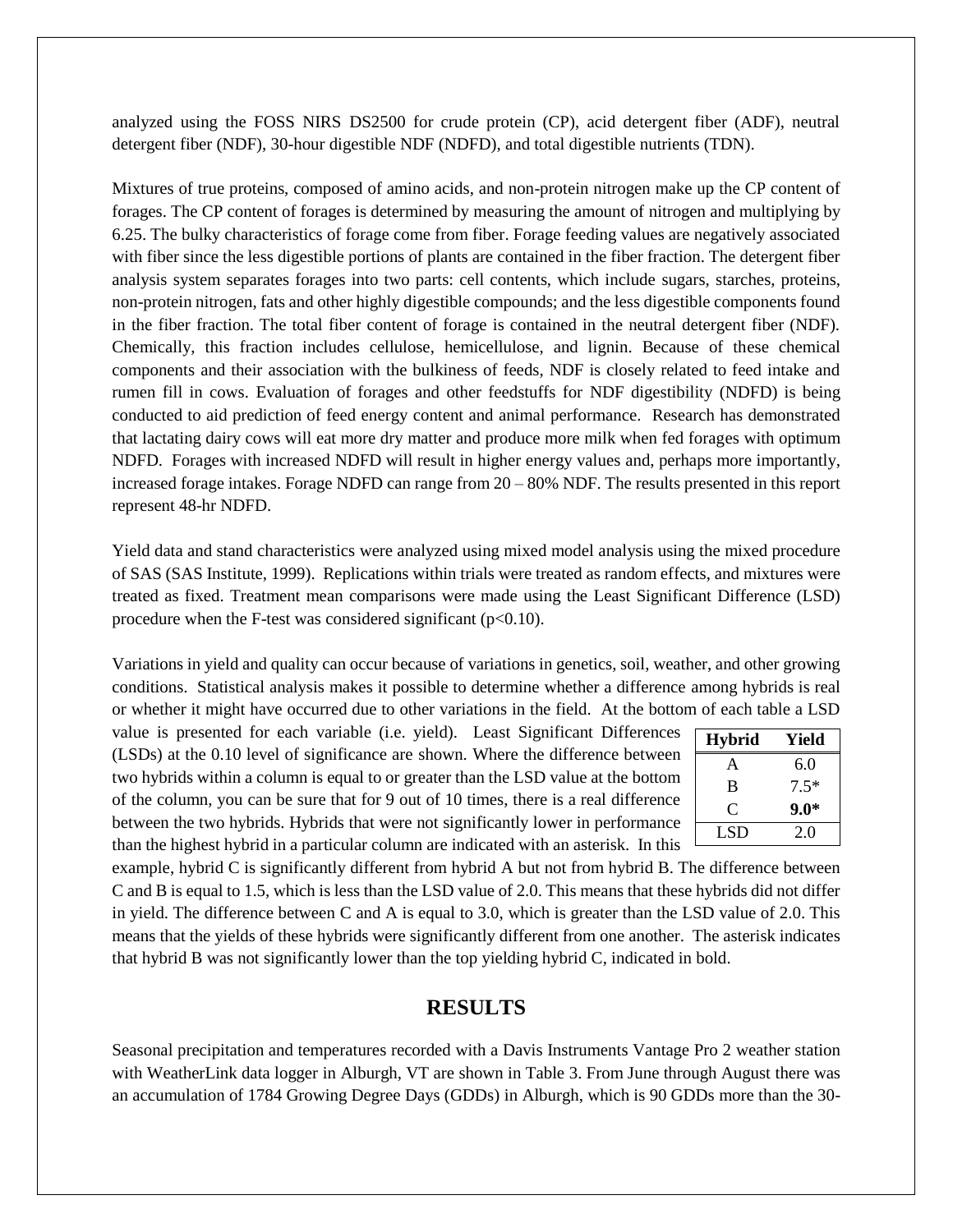analyzed using the FOSS NIRS DS2500 for crude protein (CP), acid detergent fiber (ADF), neutral detergent fiber (NDF), 30-hour digestible NDF (NDFD), and total digestible nutrients (TDN).

Mixtures of true proteins, composed of amino acids, and non-protein nitrogen make up the CP content of forages. The CP content of forages is determined by measuring the amount of nitrogen and multiplying by 6.25. The bulky characteristics of forage come from fiber. Forage feeding values are negatively associated with fiber since the less digestible portions of plants are contained in the fiber fraction. The detergent fiber analysis system separates forages into two parts: cell contents, which include sugars, starches, proteins, non-protein nitrogen, fats and other highly digestible compounds; and the less digestible components found in the fiber fraction. The total fiber content of forage is contained in the neutral detergent fiber (NDF). Chemically, this fraction includes cellulose, hemicellulose, and lignin. Because of these chemical components and their association with the bulkiness of feeds, NDF is closely related to feed intake and rumen fill in cows. Evaluation of forages and other feedstuffs for NDF digestibility (NDFD) is being conducted to aid prediction of feed energy content and animal performance. Research has demonstrated that lactating dairy cows will eat more dry matter and produce more milk when fed forages with optimum NDFD. Forages with increased NDFD will result in higher energy values and, perhaps more importantly, increased forage intakes. Forage NDFD can range from 20 – 80% NDF. The results presented in this report represent 48-hr NDFD.

Yield data and stand characteristics were analyzed using mixed model analysis using the mixed procedure of SAS (SAS Institute, 1999). Replications within trials were treated as random effects, and mixtures were treated as fixed. Treatment mean comparisons were made using the Least Significant Difference (LSD) procedure when the F-test was considered significant ($p<0.10$).

Variations in yield and quality can occur because of variations in genetics, soil, weather, and other growing conditions. Statistical analysis makes it possible to determine whether a difference among hybrids is real or whether it might have occurred due to other variations in the field. At the bottom of each table a LSD value is presented for each variable (i.e. yield). Least Significant Differences (LSDs) at the 0.10 level of significance are shown. Where the difference between two hybrids within a column is equal to or greater than the LSD value at the bottom of the column, you can be sure that for 9 out of 10 times, there is a real difference between the two hybrids. Hybrids that were not significantly lower in performance than the highest hybrid in a particular column are indicated with an asterisk. In this example, hybrid C is significantly different from hybrid A but not from hybrid B. The difference between C and B is equal to 1.5, which is less than the LSD value of 2.0. This means that these hybrids did not differ in yield. The difference between C and A is equal to 3.0, which is greater than the LSD value of 2.0. This means that the yields of these hybrids were significantly different from one another. The asterisk indicates that hybrid B was not significantly lower than the top yielding hybrid C, indicated in bold.

| Hybrid | Yield |
|---|---|
| A | 6.0 |
| B | 7.5* |
| C | **9.0*** |
| LSD | 2.0 |

## RESULTS

Seasonal precipitation and temperatures recorded with a Davis Instruments Vantage Pro 2 weather station with WeatherLink data logger in Alburgh, VT are shown in Table 3. From June through August there was an accumulation of 1784 Growing Degree Days (GDDs) in Alburgh, which is 90 GDDs more than the 30-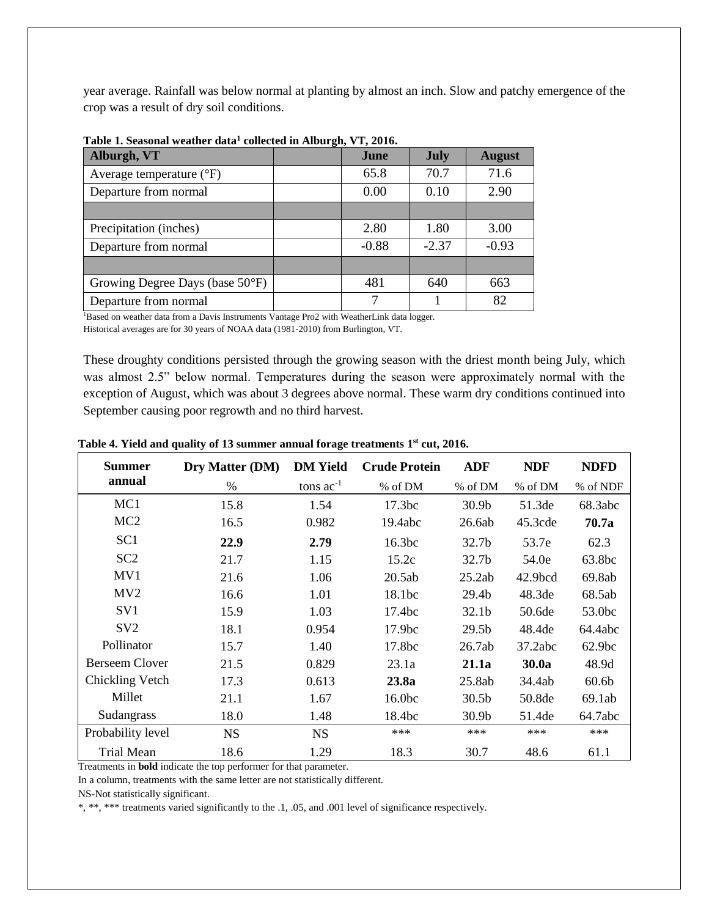year average. Rainfall was below normal at planting by almost an inch. Slow and patchy emergence of the crop was a result of dry soil conditions.

**Table 1. Seasonal weather data[1] collected in Alburgh, VT, 2016.**

| Alburgh, VT | | June | July | August |
|---|---|---|---|---|
| Average temperature (°F) | | 65.8 | 70.7 | 71.6 |
| Departure from normal | | 0.00 | 0.10 | 2.90 |
| | | | | |
| Precipitation (inches) | | 2.80 | 1.80 | 3.00 |
| Departure from normal | | -0.88 | -2.37 | -0.93 |
| | | | | |
| Growing Degree Days (base 50°F) | | 481 | 640 | 663 |
| Departure from normal | | 7 | 1 | 82 |

[1]Based on weather data from a Davis Instruments Vantage Pro2 with WeatherLink data logger.
Historical averages are for 30 years of NOAA data (1981-2010) from Burlington, VT.

These droughty conditions persisted through the growing season with the driest month being July, which was almost 2.5" below normal. Temperatures during the season were approximately normal with the exception of August, which was about 3 degrees above normal. These warm dry conditions continued into September causing poor regrowth and no third harvest.

**Table 4. Yield and quality of 13 summer annual forage treatments 1st cut, 2016.**

| Summer annual | Dry Matter (DM) | DM Yield | Crude Protein | ADF | NDF | NDFD |
|---|---|---|---|---|---|---|
| | % | tons ac$^{-1}$ | % of DM | % of DM | % of DM | % of NDF |
| MC1 | 15.8 | 1.54 | 17.3bc | 30.9b | 51.3de | 68.3abc |
| MC2 | 16.5 | 0.982 | 19.4abc | 26.6ab | 45.3cde | **70.7a** |
| SC1 | **22.9** | **2.79** | 16.3bc | 32.7b | 53.7e | 62.3 |
| SC2 | 21.7 | 1.15 | 15.2c | 32.7b | 54.0e | 63.8bc |
| MV1 | 21.6 | 1.06 | 20.5ab | 25.2ab | 42.9bcd | 69.8ab |
| MV2 | 16.6 | 1.01 | 18.1bc | 29.4b | 48.3de | 68.5ab |
| SV1 | 15.9 | 1.03 | 17.4bc | 32.1b | 50.6de | 53.0bc |
| SV2 | 18.1 | 0.954 | 17.9bc | 29.5b | 48.4de | 64.4abc |
| Pollinator | 15.7 | 1.40 | 17.8bc | 26.7ab | 37.2abc | 62.9bc |
| Berseem Clover | 21.5 | 0.829 | 23.1a | **21.1a** | **30.0a** | 48.9d |
| Chickling Vetch | 17.3 | 0.613 | **23.8a** | 25.8ab | 34.4ab | 60.6b |
| Millet | 21.1 | 1.67 | 16.0bc | 30.5b | 50.8de | 69.1ab |
| Sudangrass | 18.0 | 1.48 | 18.4bc | 30.9b | 51.4de | 64.7abc |
| Probability level | NS | NS | *** | *** | *** | *** |
| Trial Mean | 18.6 | 1.29 | 18.3 | 30.7 | 48.6 | 61.1 |

Treatments in **bold** indicate the top performer for that parameter.
In a column, treatments with the same letter are not statistically different.
NS-Not statistically significant.
*, **, *** treatments varied significantly to the .1, .05, and .001 level of significance respectively.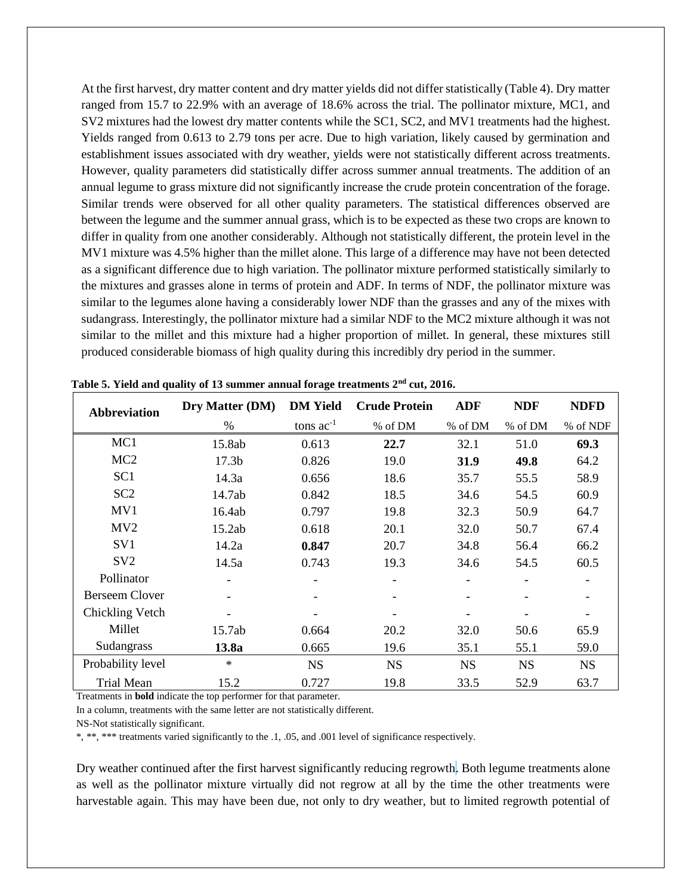At the first harvest, dry matter content and dry matter yields did not differ statistically (Table 4). Dry matter ranged from 15.7 to 22.9% with an average of 18.6% across the trial. The pollinator mixture, MC1, and SV2 mixtures had the lowest dry matter contents while the SC1, SC2, and MV1 treatments had the highest. Yields ranged from 0.613 to 2.79 tons per acre. Due to high variation, likely caused by germination and establishment issues associated with dry weather, yields were not statistically different across treatments. However, quality parameters did statistically differ across summer annual treatments. The addition of an annual legume to grass mixture did not significantly increase the crude protein concentration of the forage. Similar trends were observed for all other quality parameters. The statistical differences observed are between the legume and the summer annual grass, which is to be expected as these two crops are known to differ in quality from one another considerably. Although not statistically different, the protein level in the MV1 mixture was 4.5% higher than the millet alone. This large of a difference may have not been detected as a significant difference due to high variation. The pollinator mixture performed statistically similarly to the mixtures and grasses alone in terms of protein and ADF. In terms of NDF, the pollinator mixture was similar to the legumes alone having a considerably lower NDF than the grasses and any of the mixes with sudangrass. Interestingly, the pollinator mixture had a similar NDF to the MC2 mixture although it was not similar to the millet and this mixture had a higher proportion of millet. In general, these mixtures still produced considerable biomass of high quality during this incredibly dry period in the summer.

**Table 5. Yield and quality of 13 summer annual forage treatments 2nd cut, 2016.**

| Abbreviation | Dry Matter (DM) | DM Yield | Crude Protein | ADF | NDF | NDFD |
|---|---|---|---|---|---|---|
| | % | tons ac$^{-1}$ | % of DM | % of DM | % of DM | % of NDF |
| MC1 | 15.8ab | 0.613 | **22.7** | 32.1 | 51.0 | **69.3** |
| MC2 | 17.3b | 0.826 | 19.0 | **31.9** | **49.8** | 64.2 |
| SC1 | 14.3a | 0.656 | 18.6 | 35.7 | 55.5 | 58.9 |
| SC2 | 14.7ab | 0.842 | 18.5 | 34.6 | 54.5 | 60.9 |
| MV1 | 16.4ab | 0.797 | 19.8 | 32.3 | 50.9 | 64.7 |
| MV2 | 15.2ab | 0.618 | 20.1 | 32.0 | 50.7 | 67.4 |
| SV1 | 14.2a | **0.847** | 20.7 | 34.8 | 56.4 | 66.2 |
| SV2 | 14.5a | 0.743 | 19.3 | 34.6 | 54.5 | 60.5 |
| Pollinator | - | - | - | - | - | - |
| Berseem Clover | - | - | - | - | - | - |
| Chickling Vetch | - | - | - | - | - | - |
| Millet | 15.7ab | 0.664 | 20.2 | 32.0 | 50.6 | 65.9 |
| Sudangrass | **13.8a** | 0.665 | 19.6 | 35.1 | 55.1 | 59.0 |
| Probability level | * | NS | NS | NS | NS | NS |
| Trial Mean | 15.2 | 0.727 | 19.8 | 33.5 | 52.9 | 63.7 |

Treatments in **bold** indicate the top performer for that parameter.

In a column, treatments with the same letter are not statistically different.

NS-Not statistically significant.

*, **, *** treatments varied significantly to the .1, .05, and .001 level of significance respectively.

Dry weather continued after the first harvest significantly reducing regrowth. Both legume treatments alone as well as the pollinator mixture virtually did not regrow at all by the time the other treatments were harvestable again. This may have been due, not only to dry weather, but to limited regrowth potential of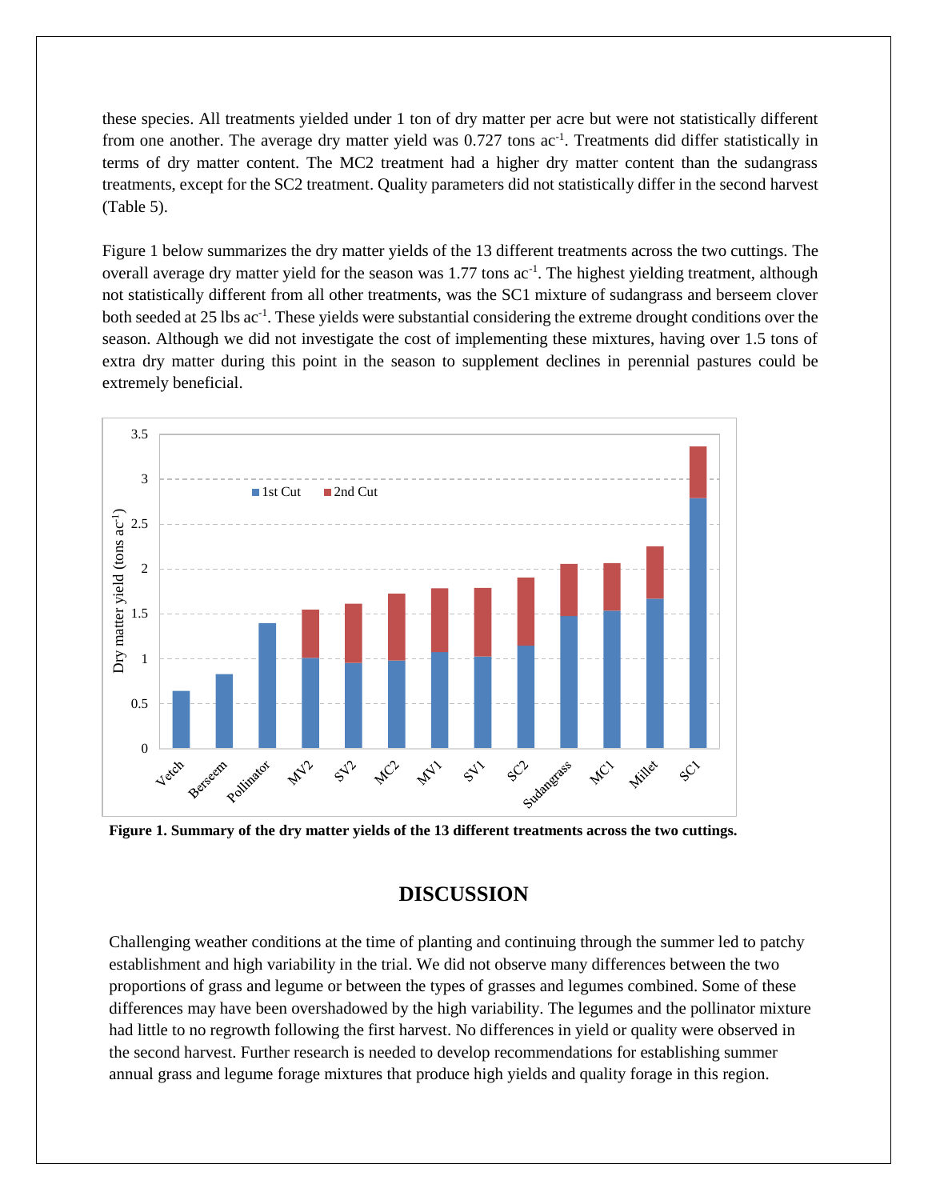these species. All treatments yielded under 1 ton of dry matter per acre but were not statistically different from one another. The average dry matter yield was 0.727 tons ac$^{-1}$. Treatments did differ statistically in terms of dry matter content. The MC2 treatment had a higher dry matter content than the sudangrass treatments, except for the SC2 treatment. Quality parameters did not statistically differ in the second harvest (Table 5).

Figure 1 below summarizes the dry matter yields of the 13 different treatments across the two cuttings. The overall average dry matter yield for the season was 1.77 tons ac$^{-1}$. The highest yielding treatment, although not statistically different from all other treatments, was the SC1 mixture of sudangrass and berseem clover both seeded at 25 lbs ac$^{-1}$. These yields were substantial considering the extreme drought conditions over the season. Although we did not investigate the cost of implementing these mixtures, having over 1.5 tons of extra dry matter during this point in the season to supplement declines in perennial pastures could be extremely beneficial.

**Figure 1. Summary of the dry matter yields of the 13 different treatments across the two cuttings.**

## DISCUSSION

Challenging weather conditions at the time of planting and continuing through the summer led to patchy establishment and high variability in the trial. We did not observe many differences between the two proportions of grass and legume or between the types of grasses and legumes combined. Some of these differences may have been overshadowed by the high variability. The legumes and the pollinator mixture had little to no regrowth following the first harvest. No differences in yield or quality were observed in the second harvest. Further research is needed to develop recommendations for establishing summer annual grass and legume forage mixtures that produce high yields and quality forage in this region.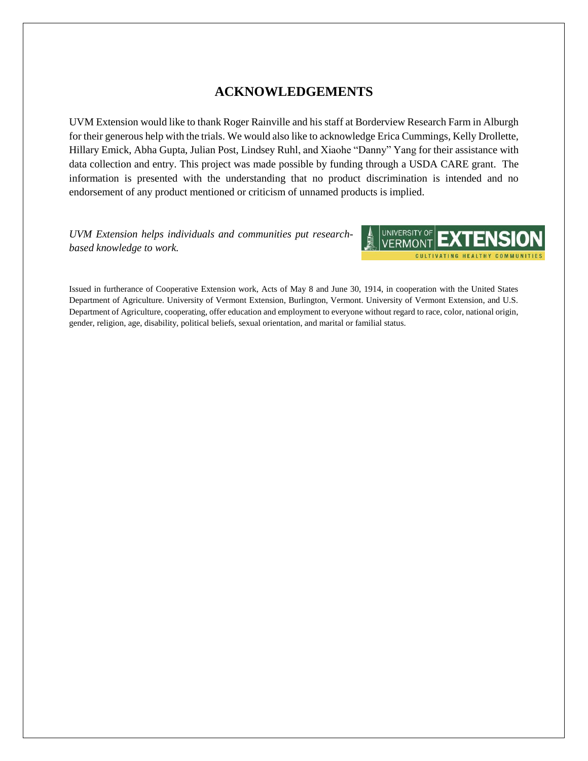# ACKNOWLEDGEMENTS

UVM Extension would like to thank Roger Rainville and his staff at Borderview Research Farm in Alburgh for their generous help with the trials. We would also like to acknowledge Erica Cummings, Kelly Drollette, Hillary Emick, Abha Gupta, Julian Post, Lindsey Ruhl, and Xiaohe "Danny" Yang for their assistance with data collection and entry. This project was made possible by funding through a USDA CARE grant. The information is presented with the understanding that no product discrimination is intended and no endorsement of any product mentioned or criticism of unnamed products is implied.

*UVM Extension helps individuals and communities put research-based knowledge to work.*

UNIVERSITY OF VERMONT EXTENSION
CULTIVATING HEALTHY COMMUNITIES

Issued in furtherance of Cooperative Extension work, Acts of May 8 and June 30, 1914, in cooperation with the United States Department of Agriculture. University of Vermont Extension, Burlington, Vermont. University of Vermont Extension, and U.S. Department of Agriculture, cooperating, offer education and employment to everyone without regard to race, color, national origin, gender, religion, age, disability, political beliefs, sexual orientation, and marital or familial status.